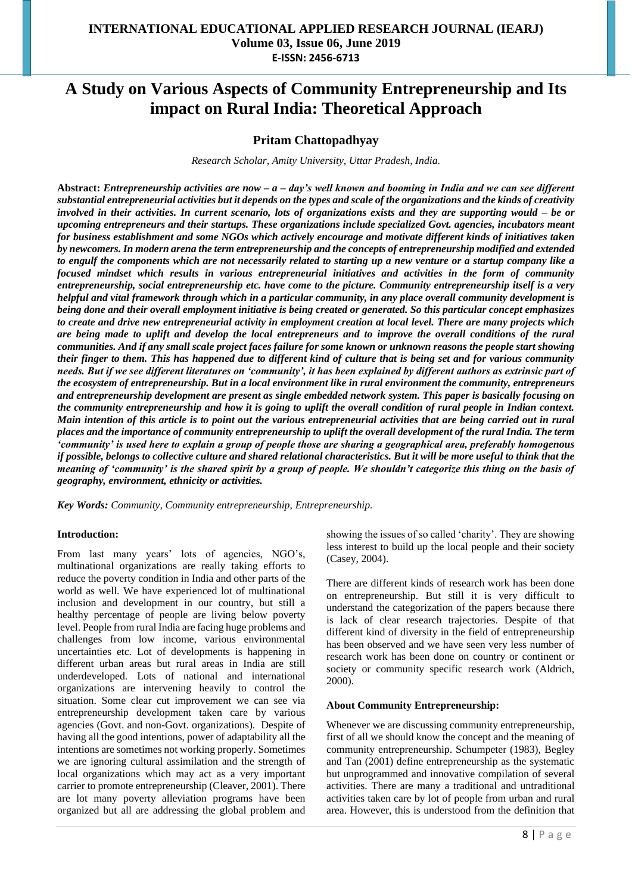# A Study on Various Aspects of Community Entrepreneurship and Its impact on Rural India: Theoretical Approach

**Pritam Chattopadhyay**

*Research Scholar, Amity University, Uttar Pradesh, India.*

**Abstract:** ***Entrepreneurship activities are now – a – day's well known and booming in India and we can see different substantial entrepreneurial activities but it depends on the types and scale of the organizations and the kinds of creativity involved in their activities. In current scenario, lots of organizations exists and they are supporting would – be or upcoming entrepreneurs and their startups. These organizations include specialized Govt. agencies, incubators meant for business establishment and some NGOs which actively encourage and motivate different kinds of initiatives taken by newcomers. In modern arena the term entrepreneurship and the concepts of entrepreneurship modified and extended to engulf the components which are not necessarily related to starting up a new venture or a startup company like a focused mindset which results in various entrepreneurial initiatives and activities in the form of community entrepreneurship, social entrepreneurship etc. have come to the picture. Community entrepreneurship itself is a very helpful and vital framework through which in a particular community, in any place overall community development is being done and their overall employment initiative is being created or generated. So this particular concept emphasizes to create and drive new entrepreneurial activity in employment creation at local level. There are many projects which are being made to uplift and develop the local entrepreneurs and to improve the overall conditions of the rural communities. And if any small scale project faces failure for some known or unknown reasons the people start showing their finger to them. This has happened due to different kind of culture that is being set and for various community needs. But if we see different literatures on 'community', it has been explained by different authors as extrinsic part of the ecosystem of entrepreneurship. But in a local environment like in rural environment the community, entrepreneurs and entrepreneurship development are present as single embedded network system. This paper is basically focusing on the community entrepreneurship and how it is going to uplift the overall condition of rural people in Indian context. Main intention of this article is to point out the various entrepreneurial activities that are being carried out in rural places and the importance of community entrepreneurship to uplift the overall development of the rural India. The term 'community' is used here to explain a group of people those are sharing a geographical area, preferably homogenous if possible, belongs to collective culture and shared relational characteristics. But it will be more useful to think that the meaning of 'community' is the shared spirit by a group of people. We shouldn't categorize this thing on the basis of geography, environment, ethnicity or activities.***

***Key Words:*** *Community, Community entrepreneurship, Entrepreneurship.*

## Introduction:

From last many years' lots of agencies, NGO's, multinational organizations are really taking efforts to reduce the poverty condition in India and other parts of the world as well. We have experienced lot of multinational inclusion and development in our country, but still a healthy percentage of people are living below poverty level. People from rural India are facing huge problems and challenges from low income, various environmental uncertainties etc. Lot of developments is happening in different urban areas but rural areas in India are still underdeveloped. Lots of national and international organizations are intervening heavily to control the situation. Some clear cut improvement we can see via entrepreneurship development taken care by various agencies (Govt. and non-Govt. organizations). Despite of having all the good intentions, power of adaptability all the intentions are sometimes not working properly. Sometimes we are ignoring cultural assimilation and the strength of local organizations which may act as a very important carrier to promote entrepreneurship (Cleaver, 2001). There are lot many poverty alleviation programs have been organized but all are addressing the global problem and showing the issues of so called 'charity'. They are showing less interest to build up the local people and their society (Casey, 2004).

There are different kinds of research work has been done on entrepreneurship. But still it is very difficult to understand the categorization of the papers because there is lack of clear research trajectories. Despite of that different kind of diversity in the field of entrepreneurship has been observed and we have seen very less number of research work has been done on country or continent or society or community specific research work (Aldrich, 2000).

## About Community Entrepreneurship:

Whenever we are discussing community entrepreneurship, first of all we should know the concept and the meaning of community entrepreneurship. Schumpeter (1983), Begley and Tan (2001) define entrepreneurship as the systematic but unprogrammed and innovative compilation of several activities. There are many a traditional and untraditional activities taken care by lot of people from urban and rural area. However, this is understood from the definition that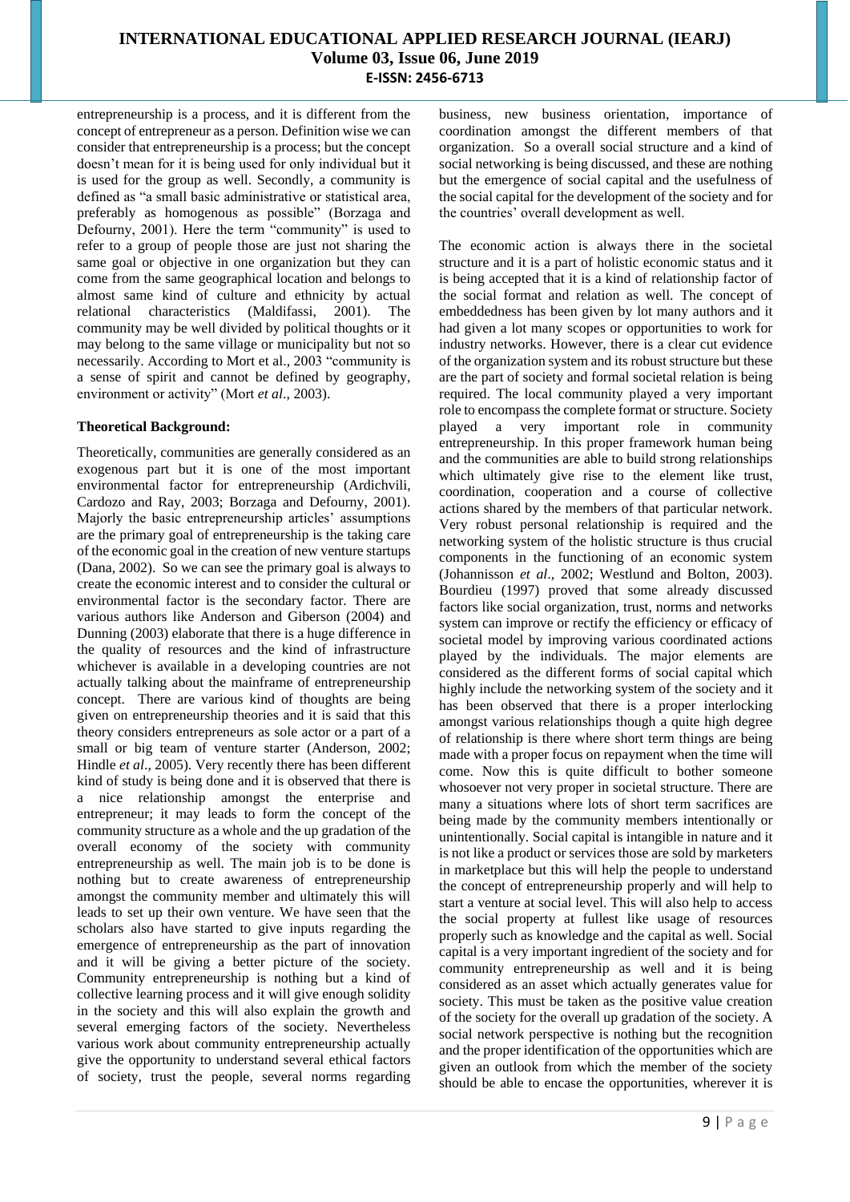entrepreneurship is a process, and it is different from the concept of entrepreneur as a person. Definition wise we can consider that entrepreneurship is a process; but the concept doesn't mean for it is being used for only individual but it is used for the group as well. Secondly, a community is defined as "a small basic administrative or statistical area, preferably as homogenous as possible" (Borzaga and Defourny, 2001). Here the term "community" is used to refer to a group of people those are just not sharing the same goal or objective in one organization but they can come from the same geographical location and belongs to almost same kind of culture and ethnicity by actual relational characteristics (Maldifassi, 2001). The community may be well divided by political thoughts or it may belong to the same village or municipality but not so necessarily. According to Mort et al., 2003 "community is a sense of spirit and cannot be defined by geography, environment or activity" (Mort *et al*., 2003).

**Theoretical Background:**

Theoretically, communities are generally considered as an exogenous part but it is one of the most important environmental factor for entrepreneurship (Ardichvili, Cardozo and Ray, 2003; Borzaga and Defourny, 2001). Majorly the basic entrepreneurship articles' assumptions are the primary goal of entrepreneurship is the taking care of the economic goal in the creation of new venture startups (Dana, 2002). So we can see the primary goal is always to create the economic interest and to consider the cultural or environmental factor is the secondary factor. There are various authors like Anderson and Giberson (2004) and Dunning (2003) elaborate that there is a huge difference in the quality of resources and the kind of infrastructure whichever is available in a developing countries are not actually talking about the mainframe of entrepreneurship concept. There are various kind of thoughts are being given on entrepreneurship theories and it is said that this theory considers entrepreneurs as sole actor or a part of a small or big team of venture starter (Anderson, 2002; Hindle *et al*., 2005). Very recently there has been different kind of study is being done and it is observed that there is a nice relationship amongst the enterprise and entrepreneur; it may leads to form the concept of the community structure as a whole and the up gradation of the overall economy of the society with community entrepreneurship as well. The main job is to be done is nothing but to create awareness of entrepreneurship amongst the community member and ultimately this will leads to set up their own venture. We have seen that the scholars also have started to give inputs regarding the emergence of entrepreneurship as the part of innovation and it will be giving a better picture of the society. Community entrepreneurship is nothing but a kind of collective learning process and it will give enough solidity in the society and this will also explain the growth and several emerging factors of the society. Nevertheless various work about community entrepreneurship actually give the opportunity to understand several ethical factors of society, trust the people, several norms regarding business, new business orientation, importance of coordination amongst the different members of that organization. So a overall social structure and a kind of social networking is being discussed, and these are nothing but the emergence of social capital and the usefulness of the social capital for the development of the society and for the countries' overall development as well.

The economic action is always there in the societal structure and it is a part of holistic economic status and it is being accepted that it is a kind of relationship factor of the social format and relation as well. The concept of embeddedness has been given by lot many authors and it had given a lot many scopes or opportunities to work for industry networks. However, there is a clear cut evidence of the organization system and its robust structure but these are the part of society and formal societal relation is being required. The local community played a very important role to encompass the complete format or structure. Society played a very important role in community entrepreneurship. In this proper framework human being and the communities are able to build strong relationships which ultimately give rise to the element like trust, coordination, cooperation and a course of collective actions shared by the members of that particular network. Very robust personal relationship is required and the networking system of the holistic structure is thus crucial components in the functioning of an economic system (Johannisson *et al*., 2002; Westlund and Bolton, 2003). Bourdieu (1997) proved that some already discussed factors like social organization, trust, norms and networks system can improve or rectify the efficiency or efficacy of societal model by improving various coordinated actions played by the individuals. The major elements are considered as the different forms of social capital which highly include the networking system of the society and it has been observed that there is a proper interlocking amongst various relationships though a quite high degree of relationship is there where short term things are being made with a proper focus on repayment when the time will come. Now this is quite difficult to bother someone whosoever not very proper in societal structure. There are many a situations where lots of short term sacrifices are being made by the community members intentionally or unintentionally. Social capital is intangible in nature and it is not like a product or services those are sold by marketers in marketplace but this will help the people to understand the concept of entrepreneurship properly and will help to start a venture at social level. This will also help to access the social property at fullest like usage of resources properly such as knowledge and the capital as well. Social capital is a very important ingredient of the society and for community entrepreneurship as well and it is being considered as an asset which actually generates value for society. This must be taken as the positive value creation of the society for the overall up gradation of the society. A social network perspective is nothing but the recognition and the proper identification of the opportunities which are given an outlook from which the member of the society should be able to encase the opportunities, wherever it is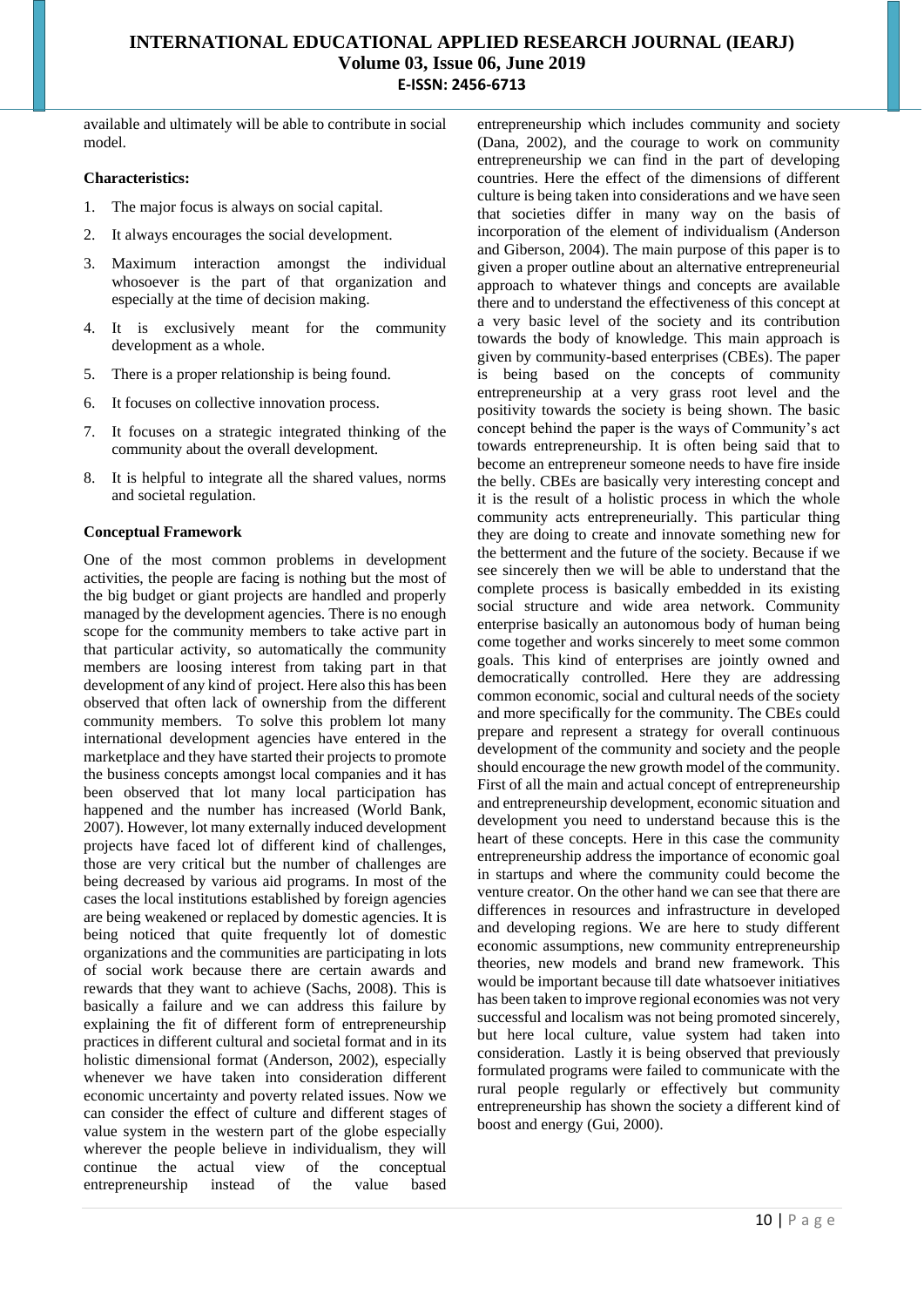available and ultimately will be able to contribute in social model.

**Characteristics:**

1. The major focus is always on social capital.
2. It always encourages the social development.
3. Maximum interaction amongst the individual whosoever is the part of that organization and especially at the time of decision making.
4. It is exclusively meant for the community development as a whole.
5. There is a proper relationship is being found.
6. It focuses on collective innovation process.
7. It focuses on a strategic integrated thinking of the community about the overall development.
8. It is helpful to integrate all the shared values, norms and societal regulation.

**Conceptual Framework**

One of the most common problems in development activities, the people are facing is nothing but the most of the big budget or giant projects are handled and properly managed by the development agencies. There is no enough scope for the community members to take active part in that particular activity, so automatically the community members are loosing interest from taking part in that development of any kind of project. Here also this has been observed that often lack of ownership from the different community members. To solve this problem lot many international development agencies have entered in the marketplace and they have started their projects to promote the business concepts amongst local companies and it has been observed that lot many local participation has happened and the number has increased (World Bank, 2007). However, lot many externally induced development projects have faced lot of different kind of challenges, those are very critical but the number of challenges are being decreased by various aid programs. In most of the cases the local institutions established by foreign agencies are being weakened or replaced by domestic agencies. It is being noticed that quite frequently lot of domestic organizations and the communities are participating in lots of social work because there are certain awards and rewards that they want to achieve (Sachs, 2008). This is basically a failure and we can address this failure by explaining the fit of different form of entrepreneurship practices in different cultural and societal format and in its holistic dimensional format (Anderson, 2002), especially whenever we have taken into consideration different economic uncertainty and poverty related issues. Now we can consider the effect of culture and different stages of value system in the western part of the globe especially wherever the people believe in individualism, they will continue the actual view of the conceptual entrepreneurship instead of the value based entrepreneurship which includes community and society (Dana, 2002), and the courage to work on community entrepreneurship we can find in the part of developing countries. Here the effect of the dimensions of different culture is being taken into considerations and we have seen that societies differ in many way on the basis of incorporation of the element of individualism (Anderson and Giberson, 2004). The main purpose of this paper is to given a proper outline about an alternative entrepreneurial approach to whatever things and concepts are available there and to understand the effectiveness of this concept at a very basic level of the society and its contribution towards the body of knowledge. This main approach is given by community-based enterprises (CBEs). The paper is being based on the concepts of community entrepreneurship at a very grass root level and the positivity towards the society is being shown. The basic concept behind the paper is the ways of Community's act towards entrepreneurship. It is often being said that to become an entrepreneur someone needs to have fire inside the belly. CBEs are basically very interesting concept and it is the result of a holistic process in which the whole community acts entrepreneurially. This particular thing they are doing to create and innovate something new for the betterment and the future of the society. Because if we see sincerely then we will be able to understand that the complete process is basically embedded in its existing social structure and wide area network. Community enterprise basically an autonomous body of human being come together and works sincerely to meet some common goals. This kind of enterprises are jointly owned and democratically controlled. Here they are addressing common economic, social and cultural needs of the society and more specifically for the community. The CBEs could prepare and represent a strategy for overall continuous development of the community and society and the people should encourage the new growth model of the community. First of all the main and actual concept of entrepreneurship and entrepreneurship development, economic situation and development you need to understand because this is the heart of these concepts. Here in this case the community entrepreneurship address the importance of economic goal in startups and where the community could become the venture creator. On the other hand we can see that there are differences in resources and infrastructure in developed and developing regions. We are here to study different economic assumptions, new community entrepreneurship theories, new models and brand new framework. This would be important because till date whatsoever initiatives has been taken to improve regional economies was not very successful and localism was not being promoted sincerely, but here local culture, value system had taken into consideration. Lastly it is being observed that previously formulated programs were failed to communicate with the rural people regularly or effectively but community entrepreneurship has shown the society a different kind of boost and energy (Gui, 2000).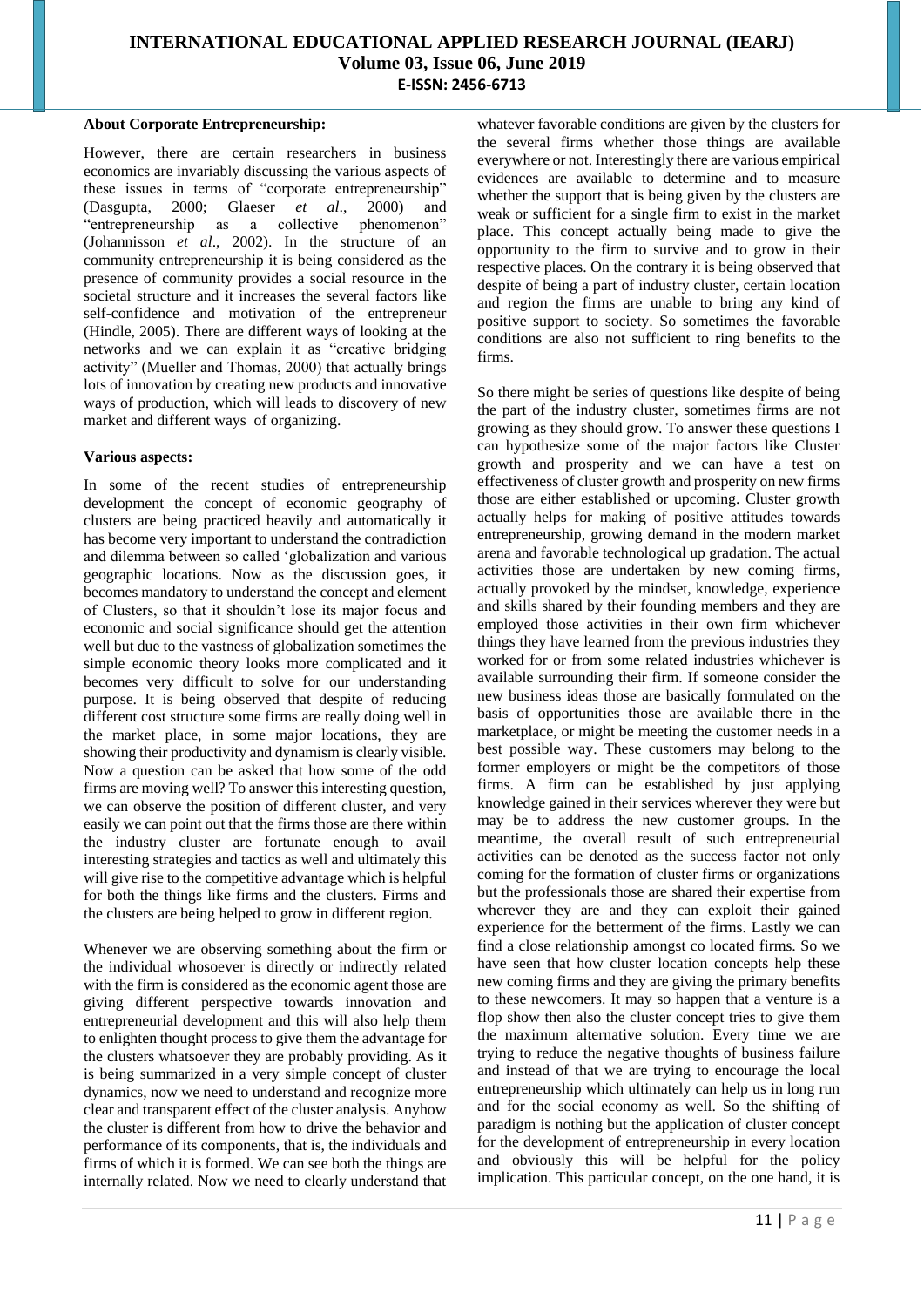**About Corporate Entrepreneurship:**

However, there are certain researchers in business economics are invariably discussing the various aspects of these issues in terms of "corporate entrepreneurship" (Dasgupta, 2000; Glaeser *et al*., 2000) and "entrepreneurship as a collective phenomenon" (Johannisson *et al*., 2002). In the structure of an community entrepreneurship it is being considered as the presence of community provides a social resource in the societal structure and it increases the several factors like self-confidence and motivation of the entrepreneur (Hindle, 2005). There are different ways of looking at the networks and we can explain it as "creative bridging activity" (Mueller and Thomas, 2000) that actually brings lots of innovation by creating new products and innovative ways of production, which will leads to discovery of new market and different ways of organizing.

**Various aspects:**

In some of the recent studies of entrepreneurship development the concept of economic geography of clusters are being practiced heavily and automatically it has become very important to understand the contradiction and dilemma between so called 'globalization and various geographic locations. Now as the discussion goes, it becomes mandatory to understand the concept and element of Clusters, so that it shouldn't lose its major focus and economic and social significance should get the attention well but due to the vastness of globalization sometimes the simple economic theory looks more complicated and it becomes very difficult to solve for our understanding purpose. It is being observed that despite of reducing different cost structure some firms are really doing well in the market place, in some major locations, they are showing their productivity and dynamism is clearly visible. Now a question can be asked that how some of the odd firms are moving well? To answer this interesting question, we can observe the position of different cluster, and very easily we can point out that the firms those are there within the industry cluster are fortunate enough to avail interesting strategies and tactics as well and ultimately this will give rise to the competitive advantage which is helpful for both the things like firms and the clusters. Firms and the clusters are being helped to grow in different region.

Whenever we are observing something about the firm or the individual whosoever is directly or indirectly related with the firm is considered as the economic agent those are giving different perspective towards innovation and entrepreneurial development and this will also help them to enlighten thought process to give them the advantage for the clusters whatsoever they are probably providing. As it is being summarized in a very simple concept of cluster dynamics, now we need to understand and recognize more clear and transparent effect of the cluster analysis. Anyhow the cluster is different from how to drive the behavior and performance of its components, that is, the individuals and firms of which it is formed. We can see both the things are internally related. Now we need to clearly understand that whatever favorable conditions are given by the clusters for the several firms whether those things are available everywhere or not. Interestingly there are various empirical evidences are available to determine and to measure whether the support that is being given by the clusters are weak or sufficient for a single firm to exist in the market place. This concept actually being made to give the opportunity to the firm to survive and to grow in their respective places. On the contrary it is being observed that despite of being a part of industry cluster, certain location and region the firms are unable to bring any kind of positive support to society. So sometimes the favorable conditions are also not sufficient to ring benefits to the firms.

So there might be series of questions like despite of being the part of the industry cluster, sometimes firms are not growing as they should grow. To answer these questions I can hypothesize some of the major factors like Cluster growth and prosperity and we can have a test on effectiveness of cluster growth and prosperity on new firms those are either established or upcoming. Cluster growth actually helps for making of positive attitudes towards entrepreneurship, growing demand in the modern market arena and favorable technological up gradation. The actual activities those are undertaken by new coming firms, actually provoked by the mindset, knowledge, experience and skills shared by their founding members and they are employed those activities in their own firm whichever things they have learned from the previous industries they worked for or from some related industries whichever is available surrounding their firm. If someone consider the new business ideas those are basically formulated on the basis of opportunities those are available there in the marketplace, or might be meeting the customer needs in a best possible way. These customers may belong to the former employers or might be the competitors of those firms. A firm can be established by just applying knowledge gained in their services wherever they were but may be to address the new customer groups. In the meantime, the overall result of such entrepreneurial activities can be denoted as the success factor not only coming for the formation of cluster firms or organizations but the professionals those are shared their expertise from wherever they are and they can exploit their gained experience for the betterment of the firms. Lastly we can find a close relationship amongst co located firms. So we have seen that how cluster location concepts help these new coming firms and they are giving the primary benefits to these newcomers. It may so happen that a venture is a flop show then also the cluster concept tries to give them the maximum alternative solution. Every time we are trying to reduce the negative thoughts of business failure and instead of that we are trying to encourage the local entrepreneurship which ultimately can help us in long run and for the social economy as well. So the shifting of paradigm is nothing but the application of cluster concept for the development of entrepreneurship in every location and obviously this will be helpful for the policy implication. This particular concept, on the one hand, it is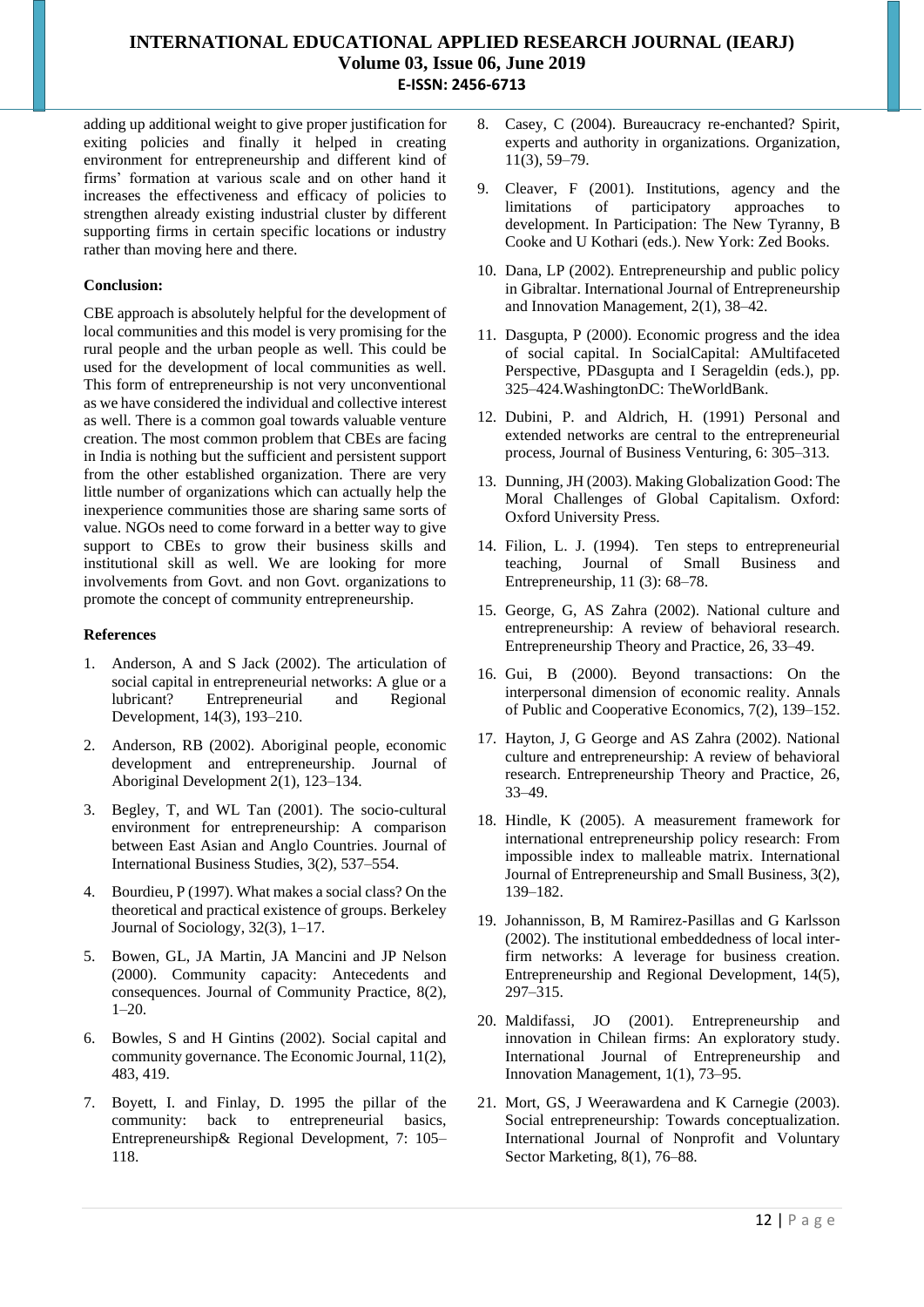adding up additional weight to give proper justification for exiting policies and finally it helped in creating environment for entrepreneurship and different kind of firms' formation at various scale and on other hand it increases the effectiveness and efficacy of policies to strengthen already existing industrial cluster by different supporting firms in certain specific locations or industry rather than moving here and there.

**Conclusion:**

CBE approach is absolutely helpful for the development of local communities and this model is very promising for the rural people and the urban people as well. This could be used for the development of local communities as well. This form of entrepreneurship is not very unconventional as we have considered the individual and collective interest as well. There is a common goal towards valuable venture creation. The most common problem that CBEs are facing in India is nothing but the sufficient and persistent support from the other established organization. There are very little number of organizations which can actually help the inexperience communities those are sharing same sorts of value. NGOs need to come forward in a better way to give support to CBEs to grow their business skills and institutional skill as well. We are looking for more involvements from Govt. and non Govt. organizations to promote the concept of community entrepreneurship.

**References**

1. Anderson, A and S Jack (2002). The articulation of social capital in entrepreneurial networks: A glue or a lubricant? Entrepreneurial and Regional Development, 14(3), 193–210.
2. Anderson, RB (2002). Aboriginal people, economic development and entrepreneurship. Journal of Aboriginal Development 2(1), 123–134.
3. Begley, T, and WL Tan (2001). The socio-cultural environment for entrepreneurship: A comparison between East Asian and Anglo Countries. Journal of International Business Studies, 3(2), 537–554.
4. Bourdieu, P (1997). What makes a social class? On the theoretical and practical existence of groups. Berkeley Journal of Sociology, 32(3), 1–17.
5. Bowen, GL, JA Martin, JA Mancini and JP Nelson (2000). Community capacity: Antecedents and consequences. Journal of Community Practice, 8(2), 1–20.
6. Bowles, S and H Gintins (2002). Social capital and community governance. The Economic Journal, 11(2), 483, 419.
7. Boyett, I. and Finlay, D. 1995 the pillar of the community: back to entrepreneurial basics, Entrepreneurship& Regional Development, 7: 105–118.
8. Casey, C (2004). Bureaucracy re-enchanted? Spirit, experts and authority in organizations. Organization, 11(3), 59–79.
9. Cleaver, F (2001). Institutions, agency and the limitations of participatory approaches to development. In Participation: The New Tyranny, B Cooke and U Kothari (eds.). New York: Zed Books.
10. Dana, LP (2002). Entrepreneurship and public policy in Gibraltar. International Journal of Entrepreneurship and Innovation Management, 2(1), 38–42.
11. Dasgupta, P (2000). Economic progress and the idea of social capital. In SocialCapital: AMultifaceted Perspective, PDasgupta and I Serageldin (eds.), pp. 325–424.WashingtonDC: TheWorldBank.
12. Dubini, P. and Aldrich, H. (1991) Personal and extended networks are central to the entrepreneurial process, Journal of Business Venturing, 6: 305–313.
13. Dunning, JH (2003). Making Globalization Good: The Moral Challenges of Global Capitalism. Oxford: Oxford University Press.
14. Filion, L. J. (1994). Ten steps to entrepreneurial teaching, Journal of Small Business and Entrepreneurship, 11 (3): 68–78.
15. George, G, AS Zahra (2002). National culture and entrepreneurship: A review of behavioral research. Entrepreneurship Theory and Practice, 26, 33–49.
16. Gui, B (2000). Beyond transactions: On the interpersonal dimension of economic reality. Annals of Public and Cooperative Economics, 7(2), 139–152.
17. Hayton, J, G George and AS Zahra (2002). National culture and entrepreneurship: A review of behavioral research. Entrepreneurship Theory and Practice, 26, 33–49.
18. Hindle, K (2005). A measurement framework for international entrepreneurship policy research: From impossible index to malleable matrix. International Journal of Entrepreneurship and Small Business, 3(2), 139–182.
19. Johannisson, B, M Ramirez-Pasillas and G Karlsson (2002). The institutional embeddedness of local inter-firm networks: A leverage for business creation. Entrepreneurship and Regional Development, 14(5), 297–315.
20. Maldifassi, JO (2001). Entrepreneurship and innovation in Chilean firms: An exploratory study. International Journal of Entrepreneurship and Innovation Management, 1(1), 73–95.
21. Mort, GS, J Weerawardena and K Carnegie (2003). Social entrepreneurship: Towards conceptualization. International Journal of Nonprofit and Voluntary Sector Marketing, 8(1), 76–88.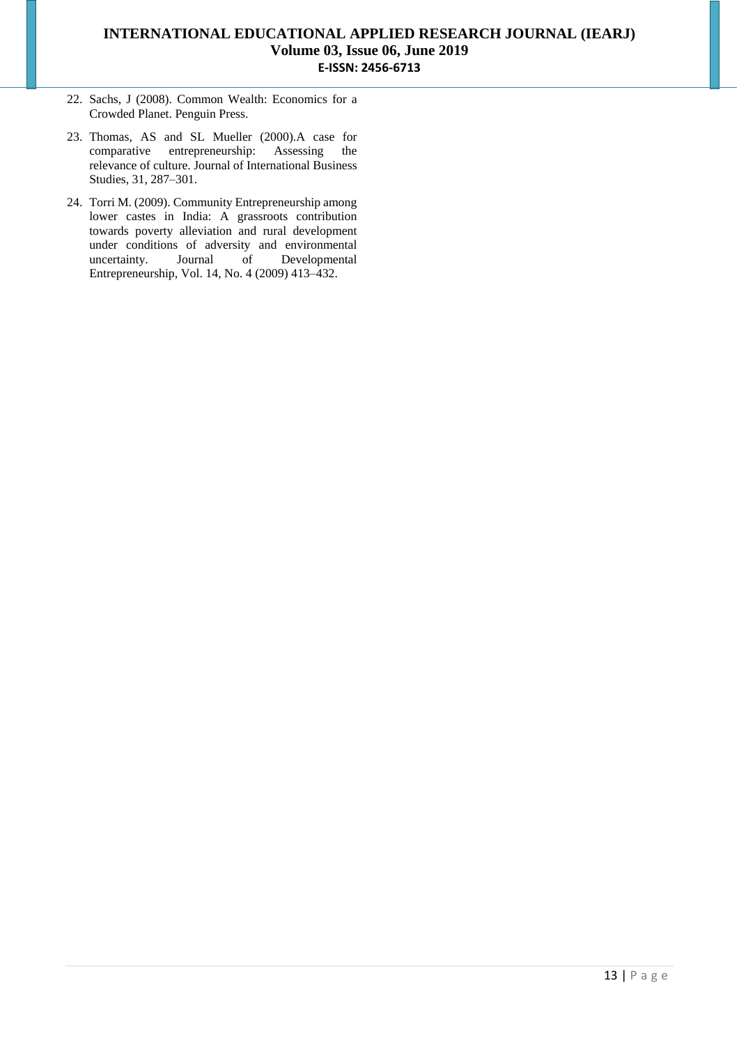22. Sachs, J (2008). Common Wealth: Economics for a Crowded Planet. Penguin Press.
23. Thomas, AS and SL Mueller (2000).A case for comparative entrepreneurship: Assessing the relevance of culture. Journal of International Business Studies, 31, 287–301.
24. Torri M. (2009). Community Entrepreneurship among lower castes in India: A grassroots contribution towards poverty alleviation and rural development under conditions of adversity and environmental uncertainty. Journal of Developmental Entrepreneurship, Vol. 14, No. 4 (2009) 413–432.